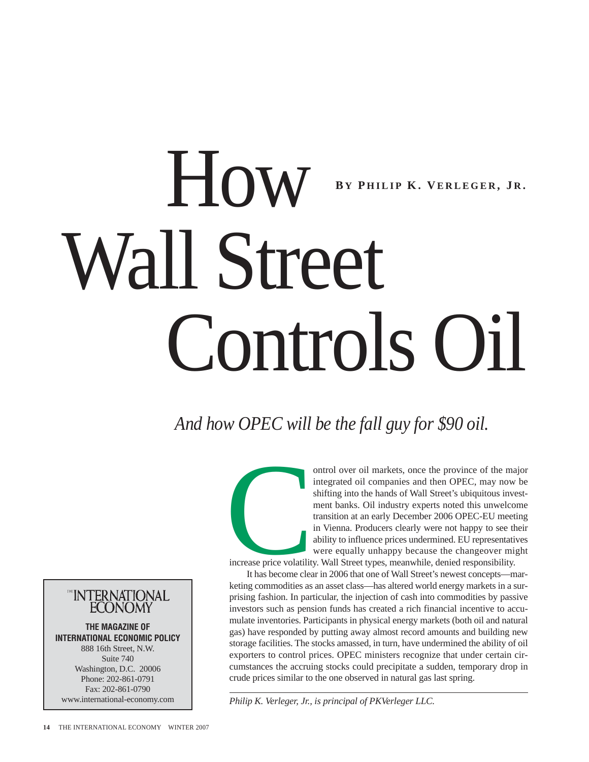# How Wall Street Controls Oil

**BY PHILIP K. VERLEGER, JR.**

*And how OPEC will be the fall guy for $90 oil.*

Control over oil markets, once the province of the major integrated oil companies and then OPEC, may now be shifting into the hands of Wall Street's ubiquitous investment banks. Oil industry experts noted this unwelcome transition at an early December 2006 OPEC-EU meeting in Vienna. Producers clearly were not happy to see their ability to influence prices undermined. EU representatives were equally unhappy because the changeover might increase price volatility. Wall Street types, meanwhile, denied responsibility.

It has become clear in 2006 that one of Wall Street's newest concepts—marketing commodities as an asset class—has altered world energy markets in a surprising fashion. In particular, the injection of cash into commodities by passive investors such as pension funds has created a rich financial incentive to accumulate inventories. Participants in physical energy markets (both oil and natural gas) have responded by putting away almost record amounts and building new storage facilities. The stocks amassed, in turn, have undermined the ability of oil exporters to control prices. OPEC ministers recognize that under certain circumstances the accruing stocks could precipitate a sudden, temporary drop in crude prices similar to the one observed in natural gas last spring.

*Philip K. Verleger, Jr., is principal of PKVerleger LLC.*

THE INTERNATIONAL ECONOMY

**THE MAGAZINE OF INTERNATIONAL ECONOMIC POLICY**

888 16th Street, N.W.
Suite 740
Washington, D.C. 20006
Phone: 202-861-0791
Fax: 202-861-0790
www.international-economy.com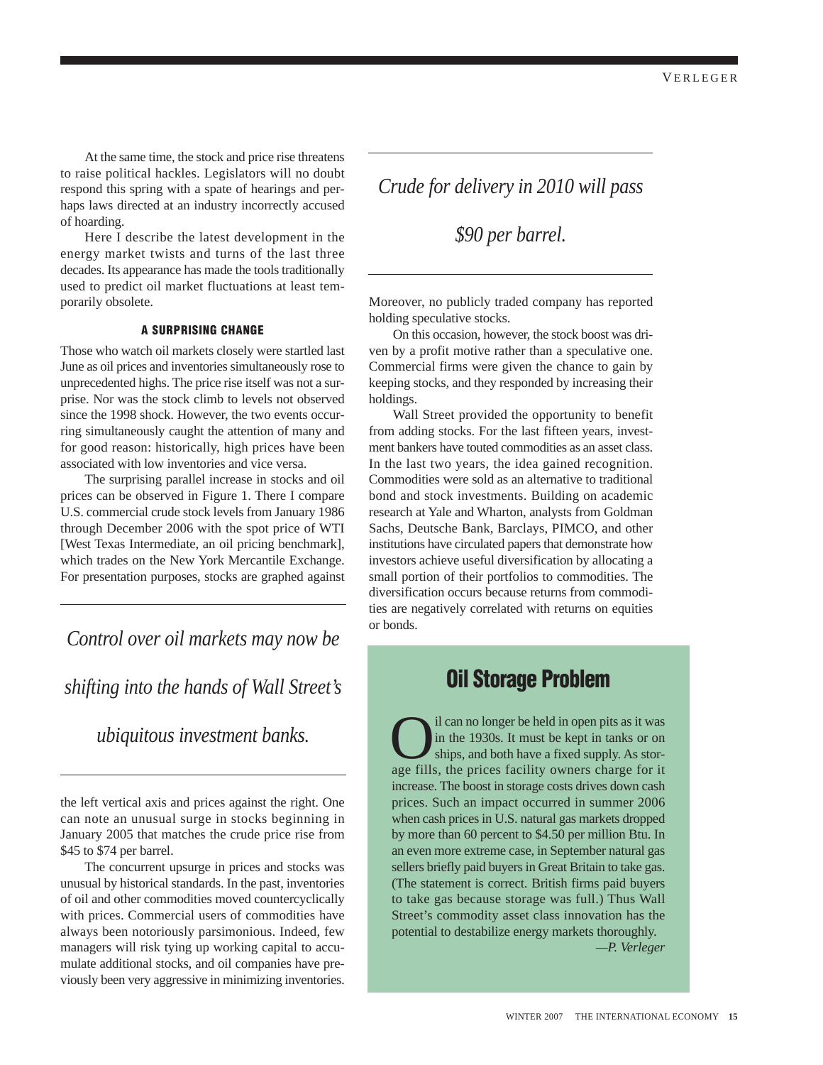At the same time, the stock and price rise threatens to raise political hackles. Legislators will no doubt respond this spring with a spate of hearings and perhaps laws directed at an industry incorrectly accused of hoarding.

Here I describe the latest development in the energy market twists and turns of the last three decades. Its appearance has made the tools traditionally used to predict oil market fluctuations at least temporarily obsolete.

### A SURPRISING CHANGE

Those who watch oil markets closely were startled last June as oil prices and inventories simultaneously rose to unprecedented highs. The price rise itself was not a surprise. Nor was the stock climb to levels not observed since the 1998 shock. However, the two events occurring simultaneously caught the attention of many and for good reason: historically, high prices have been associated with low inventories and vice versa.

The surprising parallel increase in stocks and oil prices can be observed in Figure 1. There I compare U.S. commercial crude stock levels from January 1986 through December 2006 with the spot price of WTI [West Texas Intermediate, an oil pricing benchmark], which trades on the New York Mercantile Exchange. For presentation purposes, stocks are graphed against the left vertical axis and prices against the right. One can note an unusual surge in stocks beginning in January 2005 that matches the crude price rise from $45 to $74 per barrel.

*Control over oil markets may now be shifting into the hands of Wall Street's ubiquitous investment banks.*

The concurrent upsurge in prices and stocks was unusual by historical standards. In the past, inventories of oil and other commodities moved countercyclically with prices. Commercial users of commodities have always been notoriously parsimonious. Indeed, few managers will risk tying up working capital to accumulate additional stocks, and oil companies have previously been very aggressive in minimizing inventories. Moreover, no publicly traded company has reported holding speculative stocks.

*Crude for delivery in 2010 will pass $90 per barrel.*

On this occasion, however, the stock boost was driven by a profit motive rather than a speculative one. Commercial firms were given the chance to gain by keeping stocks, and they responded by increasing their holdings.

Wall Street provided the opportunity to benefit from adding stocks. For the last fifteen years, investment bankers have touted commodities as an asset class. In the last two years, the idea gained recognition. Commodities were sold as an alternative to traditional bond and stock investments. Building on academic research at Yale and Wharton, analysts from Goldman Sachs, Deutsche Bank, Barclays, PIMCO, and other institutions have circulated papers that demonstrate how investors achieve useful diversification by allocating a small portion of their portfolios to commodities. The diversification occurs because returns from commodities are negatively correlated with returns on equities or bonds.

## Oil Storage Problem

Oil can no longer be held in open pits as it was in the 1930s. It must be kept in tanks or on ships, and both have a fixed supply. As storage fills, the prices facility owners charge for it increase. The boost in storage costs drives down cash prices. Such an impact occurred in summer 2006 when cash prices in U.S. natural gas markets dropped by more than 60 percent to $4.50 per million Btu. In an even more extreme case, in September natural gas sellers briefly paid buyers in Great Britain to take gas. (The statement is correct. British firms paid buyers to take gas because storage was full.) Thus Wall Street's commodity asset class innovation has the potential to destabilize energy markets thoroughly.

*—P. Verleger*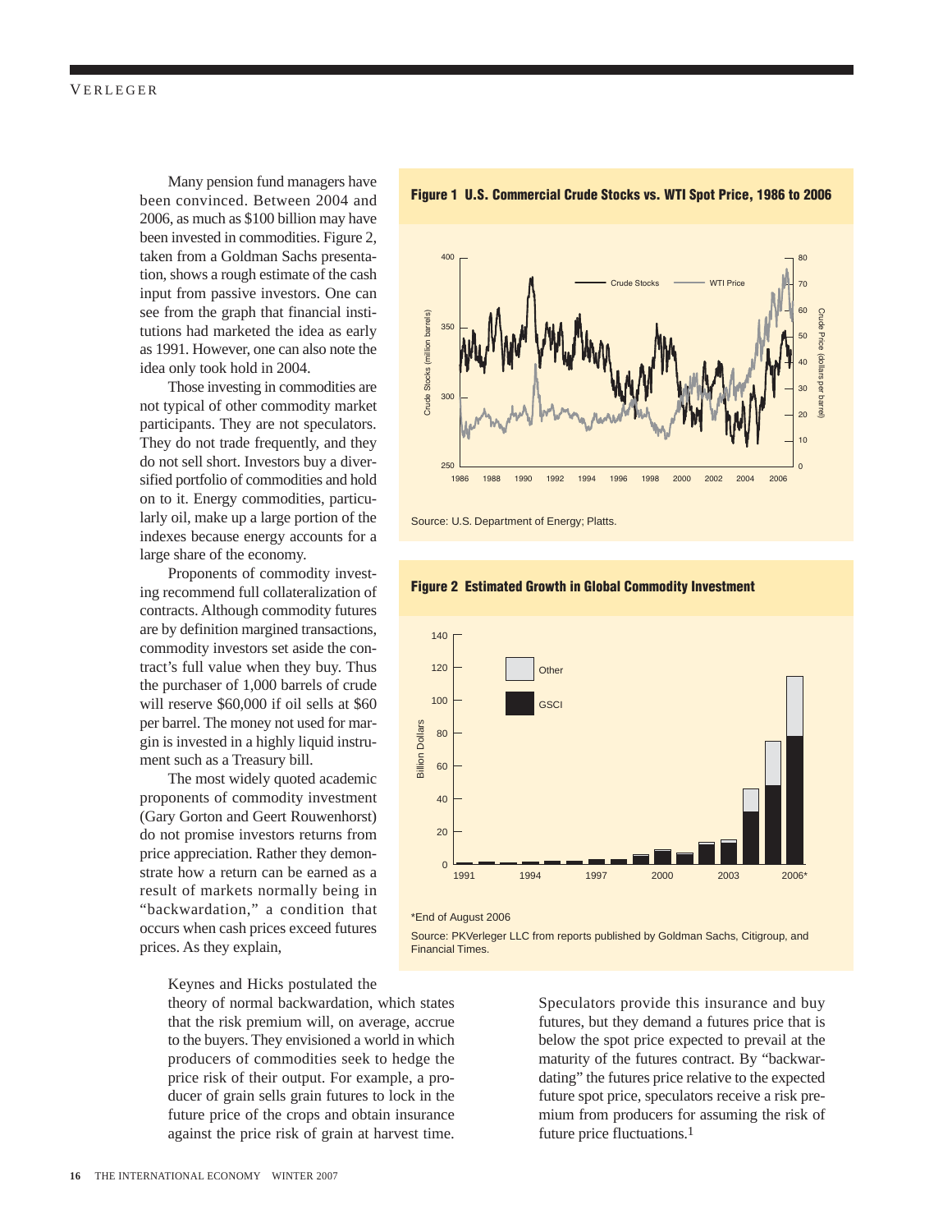Many pension fund managers have been convinced. Between 2004 and 2006, as much as $100 billion may have been invested in commodities. Figure 2, taken from a Goldman Sachs presentation, shows a rough estimate of the cash input from passive investors. One can see from the graph that financial institutions had marketed the idea as early as 1991. However, one can also note the idea only took hold in 2004.

Those investing in commodities are not typical of other commodity market participants. They are not speculators. They do not trade frequently, and they do not sell short. Investors buy a diversified portfolio of commodities and hold on to it. Energy commodities, particularly oil, make up a large portion of the indexes because energy accounts for a large share of the economy.

Proponents of commodity investing recommend full collateralization of contracts. Although commodity futures are by definition margined transactions, commodity investors set aside the contract's full value when they buy. Thus the purchaser of 1,000 barrels of crude will reserve $60,000 if oil sells at $60 per barrel. The money not used for margin is invested in a highly liquid instrument such as a Treasury bill.

The most widely quoted academic proponents of commodity investment (Gary Gorton and Geert Rouwenhorst) do not promise investors returns from price appreciation. Rather they demonstrate how a return can be earned as a result of markets normally being in "backwardation," a condition that occurs when cash prices exceed futures prices. As they explain,

> Keynes and Hicks postulated the theory of normal backwardation, which states that the risk premium will, on average, accrue to the buyers. They envisioned a world in which producers of commodities seek to hedge the price risk of their output. For example, a producer of grain sells grain futures to lock in the future price of the crops and obtain insurance against the price risk of grain at harvest time. Speculators provide this insurance and buy futures, but they demand a futures price that is below the spot price expected to prevail at the maturity of the futures contract. By "backwardating" the futures price relative to the expected future spot price, speculators receive a risk premium from producers for assuming the risk of future price fluctuations.[1]

**Figure 1 U.S. Commercial Crude Stocks vs. WTI Spot Price, 1986 to 2006**

Source: U.S. Department of Energy; Platts.

**Figure 2 Estimated Growth in Global Commodity Investment**

*End of August 2006

Source: PKVerleger LLC from reports published by Goldman Sachs, Citigroup, and Financial Times.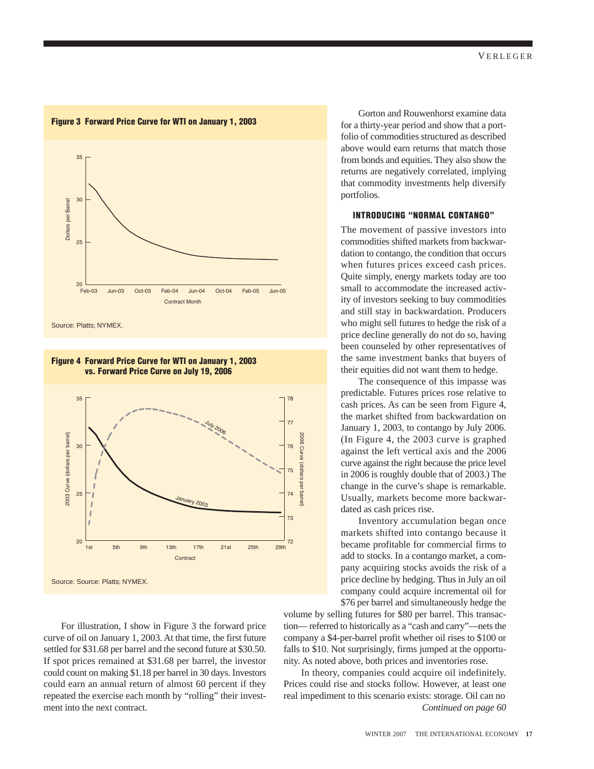**Figure 3 Forward Price Curve for WTI on January 1, 2003**

Source: Platts; NYMEX.

**Figure 4 Forward Price Curve for WTI on January 1, 2003 vs. Forward Price Curve on July 19, 2006**

Source: Source: Platts; NYMEX.

For illustration, I show in Figure 3 the forward price curve of oil on January 1, 2003. At that time, the first future settled for $31.68 per barrel and the second future at $30.50. If spot prices remained at $31.68 per barrel, the investor could count on making $1.18 per barrel in 30 days. Investors could earn an annual return of almost 60 percent if they repeated the exercise each month by "rolling" their investment into the next contract.

Gorton and Rouwenhorst examine data for a thirty-year period and show that a portfolio of commodities structured as described above would earn returns that match those from bonds and equities. They also show the returns are negatively correlated, implying that commodity investments help diversify portfolios.

### INTRODUCING "NORMAL CONTANGO"

The movement of passive investors into commodities shifted markets from backwardation to contango, the condition that occurs when futures prices exceed cash prices. Quite simply, energy markets today are too small to accommodate the increased activity of investors seeking to buy commodities and still stay in backwardation. Producers who might sell futures to hedge the risk of a price decline generally do not do so, having been counseled by other representatives of the same investment banks that buyers of their equities did not want them to hedge.

The consequence of this impasse was predictable. Futures prices rose relative to cash prices. As can be seen from Figure 4, the market shifted from backwardation on January 1, 2003, to contango by July 2006. (In Figure 4, the 2003 curve is graphed against the left vertical axis and the 2006 curve against the right because the price level in 2006 is roughly double that of 2003.) The change in the curve's shape is remarkable. Usually, markets become more backwardated as cash prices rise.

Inventory accumulation began once markets shifted into contango because it became profitable for commercial firms to add to stocks. In a contango market, a company acquiring stocks avoids the risk of a price decline by hedging. Thus in July an oil company could acquire incremental oil for $76 per barrel and simultaneously hedge the volume by selling futures for $80 per barrel. This transaction— referred to historically as a "cash and carry"—nets the company a $4-per-barrel profit whether oil rises to $100 or falls to $10. Not surprisingly, firms jumped at the opportunity. As noted above, both prices and inventories rose.

In theory, companies could acquire oil indefinitely. Prices could rise and stocks follow. However, at least one real impediment to this scenario exists: storage. Oil can no

*Continued on page 60*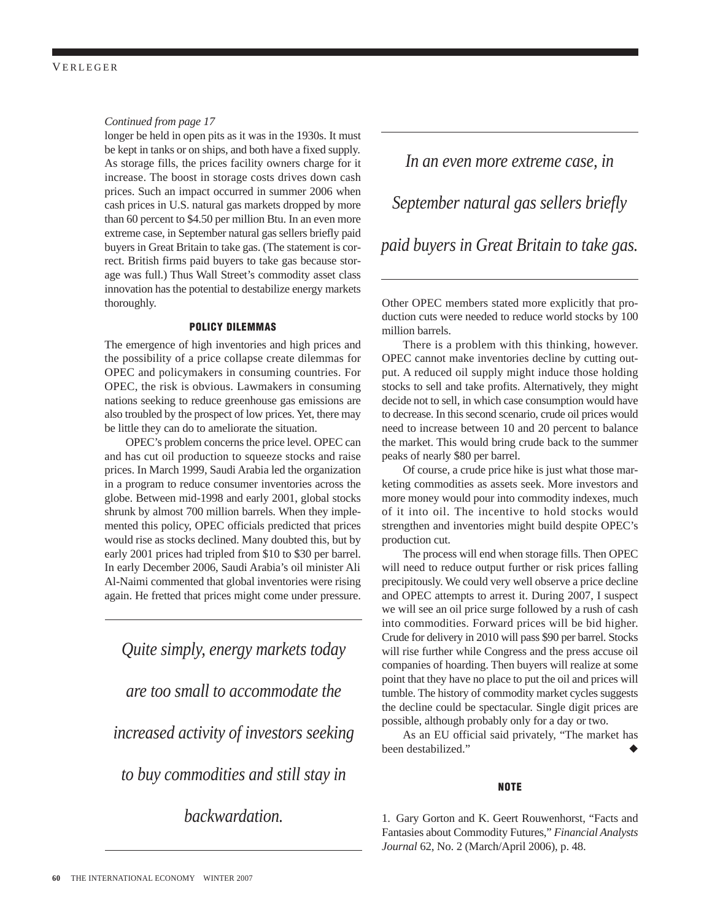*Continued from page 17*

longer be held in open pits as it was in the 1930s. It must be kept in tanks or on ships, and both have a fixed supply. As storage fills, the prices facility owners charge for it increase. The boost in storage costs drives down cash prices. Such an impact occurred in summer 2006 when cash prices in U.S. natural gas markets dropped by more than 60 percent to $4.50 per million Btu. In an even more extreme case, in September natural gas sellers briefly paid buyers in Great Britain to take gas. (The statement is correct. British firms paid buyers to take gas because storage was full.) Thus Wall Street's commodity asset class innovation has the potential to destabilize energy markets thoroughly.

*In an even more extreme case, in September natural gas sellers briefly paid buyers in Great Britain to take gas.*

#### POLICY DILEMMAS

The emergence of high inventories and high prices and the possibility of a price collapse create dilemmas for OPEC and policymakers in consuming countries. For OPEC, the risk is obvious. Lawmakers in consuming nations seeking to reduce greenhouse gas emissions are also troubled by the prospect of low prices. Yet, there may be little they can do to ameliorate the situation.

OPEC's problem concerns the price level. OPEC can and has cut oil production to squeeze stocks and raise prices. In March 1999, Saudi Arabia led the organization in a program to reduce consumer inventories across the globe. Between mid-1998 and early 2001, global stocks shrunk by almost 700 million barrels. When they implemented this policy, OPEC officials predicted that prices would rise as stocks declined. Many doubted this, but by early 2001 prices had tripled from $10 to $30 per barrel. In early December 2006, Saudi Arabia's oil minister Ali Al-Naimi commented that global inventories were rising again. He fretted that prices might come under pressure.

*Quite simply, energy markets today are too small to accommodate the increased activity of investors seeking to buy commodities and still stay in backwardation.*

Other OPEC members stated more explicitly that production cuts were needed to reduce world stocks by 100 million barrels.

There is a problem with this thinking, however. OPEC cannot make inventories decline by cutting output. A reduced oil supply might induce those holding stocks to sell and take profits. Alternatively, they might decide not to sell, in which case consumption would have to decrease. In this second scenario, crude oil prices would need to increase between 10 and 20 percent to balance the market. This would bring crude back to the summer peaks of nearly $80 per barrel.

Of course, a crude price hike is just what those marketing commodities as assets seek. More investors and more money would pour into commodity indexes, much of it into oil. The incentive to hold stocks would strengthen and inventories might build despite OPEC's production cut.

The process will end when storage fills. Then OPEC will need to reduce output further or risk prices falling precipitously. We could very well observe a price decline and OPEC attempts to arrest it. During 2007, I suspect we will see an oil price surge followed by a rush of cash into commodities. Forward prices will be bid higher. Crude for delivery in 2010 will pass $90 per barrel. Stocks will rise further while Congress and the press accuse oil companies of hoarding. Then buyers will realize at some point that they have no place to put the oil and prices will tumble. The history of commodity market cycles suggests the decline could be spectacular. Single digit prices are possible, although probably only for a day or two.

As an EU official said privately, "The market has been destabilized." ◆

#### NOTE

1. Gary Gorton and K. Geert Rouwenhorst, "Facts and Fantasies about Commodity Futures," *Financial Analysts Journal* 62, No. 2 (March/April 2006), p. 48.